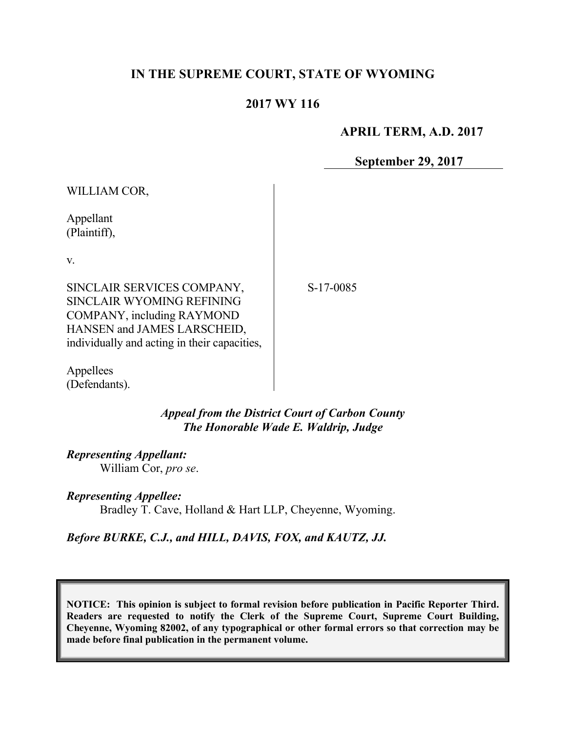**IN THE SUPREME COURT, STATE OF WYOMING**

**2017 WY 116**

**APRIL TERM, A.D. 2017**

**September 29, 2017**

WILLIAM COR,

Appellant
(Plaintiff),

v.

SINCLAIR SERVICES COMPANY, SINCLAIR WYOMING REFINING COMPANY, including RAYMOND HANSEN and JAMES LARSCHEID, individually and acting in their capacities,

Appellees
(Defendants).

S-17-0085

***Appeal from the District Court of Carbon County***
***The Honorable Wade E. Waldrip, Judge***

***Representing Appellant:***
William Cor, *pro se*.

***Representing Appellee:***
Bradley T. Cave, Holland & Hart LLP, Cheyenne, Wyoming.

***Before BURKE, C.J., and HILL, DAVIS, FOX, and KAUTZ, JJ.***

**NOTICE: This opinion is subject to formal revision before publication in Pacific Reporter Third. Readers are requested to notify the Clerk of the Supreme Court, Supreme Court Building, Cheyenne, Wyoming 82002, of any typographical or other formal errors so that correction may be made before final publication in the permanent volume.**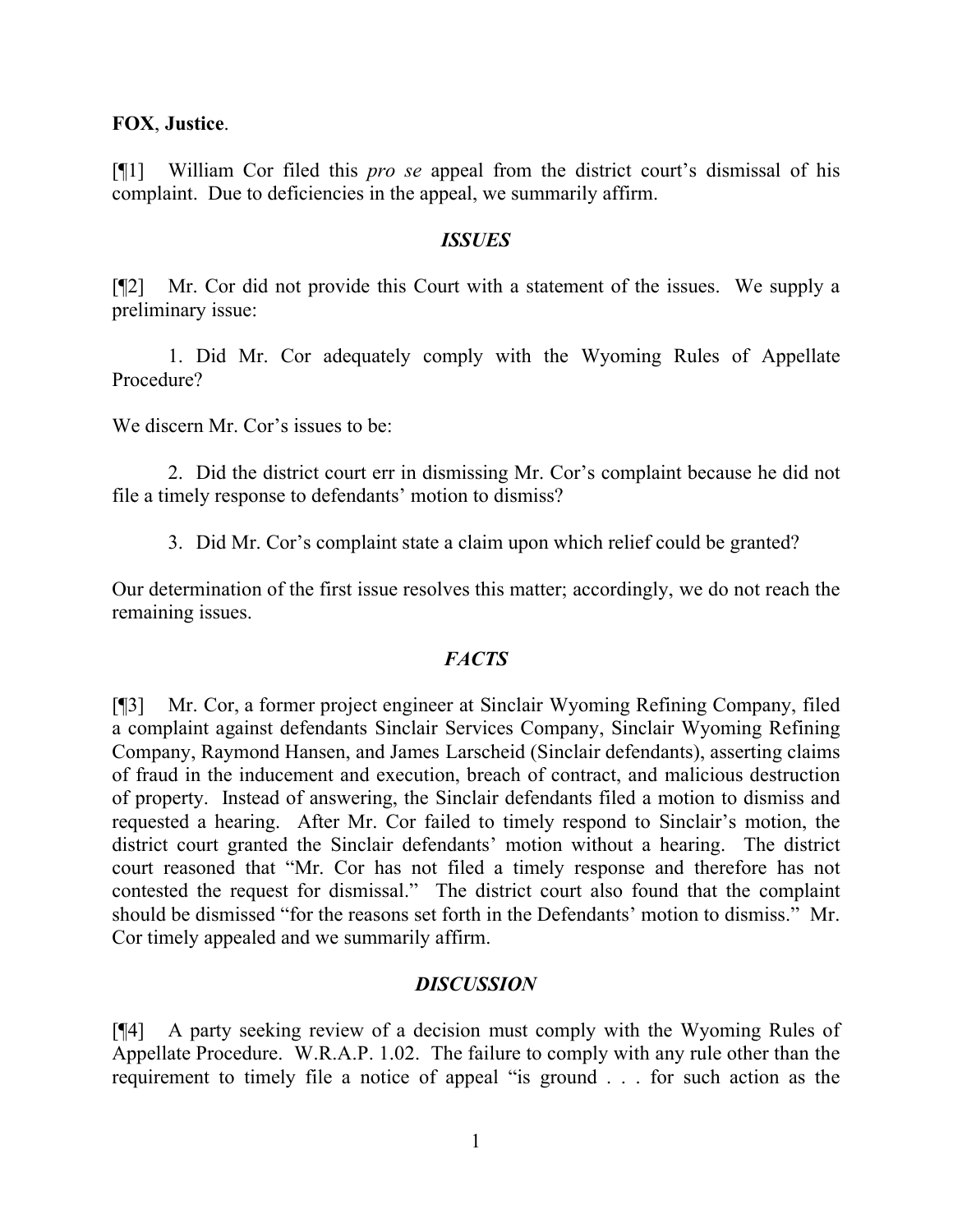**FOX**, **Justice**.

[¶1] William Cor filed this *pro se* appeal from the district court's dismissal of his complaint. Due to deficiencies in the appeal, we summarily affirm.

## *ISSUES*

[¶2] Mr. Cor did not provide this Court with a statement of the issues. We supply a preliminary issue:

1. Did Mr. Cor adequately comply with the Wyoming Rules of Appellate Procedure?

We discern Mr. Cor's issues to be:

2. Did the district court err in dismissing Mr. Cor's complaint because he did not file a timely response to defendants' motion to dismiss?

3. Did Mr. Cor's complaint state a claim upon which relief could be granted?

Our determination of the first issue resolves this matter; accordingly, we do not reach the remaining issues.

## *FACTS*

[¶3] Mr. Cor, a former project engineer at Sinclair Wyoming Refining Company, filed a complaint against defendants Sinclair Services Company, Sinclair Wyoming Refining Company, Raymond Hansen, and James Larscheid (Sinclair defendants), asserting claims of fraud in the inducement and execution, breach of contract, and malicious destruction of property. Instead of answering, the Sinclair defendants filed a motion to dismiss and requested a hearing. After Mr. Cor failed to timely respond to Sinclair's motion, the district court granted the Sinclair defendants' motion without a hearing. The district court reasoned that "Mr. Cor has not filed a timely response and therefore has not contested the request for dismissal." The district court also found that the complaint should be dismissed "for the reasons set forth in the Defendants' motion to dismiss." Mr. Cor timely appealed and we summarily affirm.

## *DISCUSSION*

[¶4] A party seeking review of a decision must comply with the Wyoming Rules of Appellate Procedure. W.R.A.P. 1.02. The failure to comply with any rule other than the requirement to timely file a notice of appeal "is ground . . . for such action as the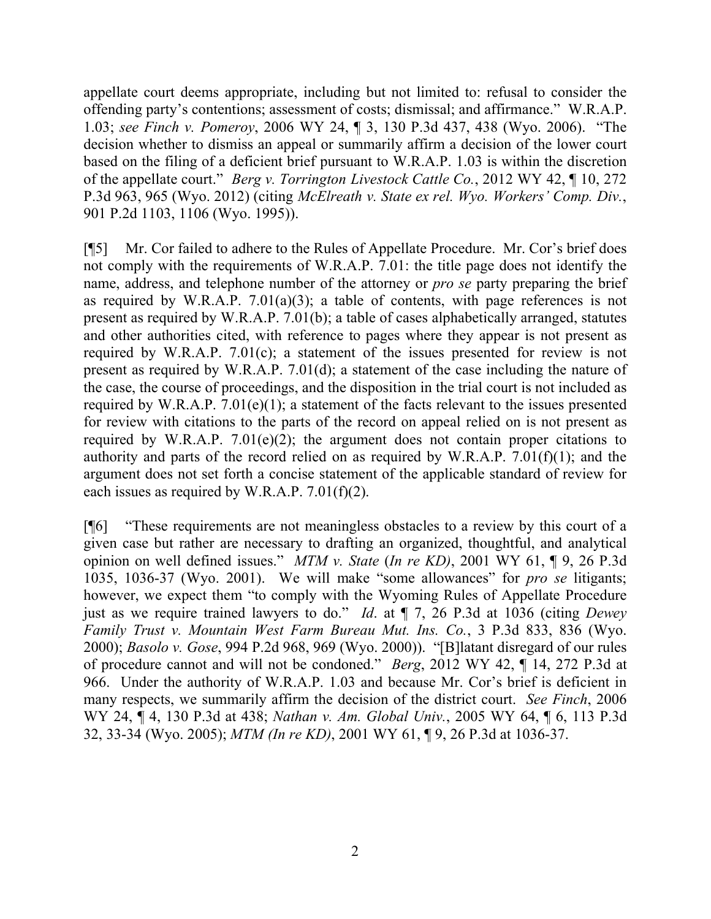appellate court deems appropriate, including but not limited to: refusal to consider the offending party's contentions; assessment of costs; dismissal; and affirmance." W.R.A.P. 1.03; *see Finch v. Pomeroy*, 2006 WY 24, ¶ 3, 130 P.3d 437, 438 (Wyo. 2006). "The decision whether to dismiss an appeal or summarily affirm a decision of the lower court based on the filing of a deficient brief pursuant to W.R.A.P. 1.03 is within the discretion of the appellate court." *Berg v. Torrington Livestock Cattle Co.*, 2012 WY 42, ¶ 10, 272 P.3d 963, 965 (Wyo. 2012) (citing *McElreath v. State ex rel. Wyo. Workers' Comp. Div.*, 901 P.2d 1103, 1106 (Wyo. 1995)).

[¶5] Mr. Cor failed to adhere to the Rules of Appellate Procedure. Mr. Cor's brief does not comply with the requirements of W.R.A.P. 7.01: the title page does not identify the name, address, and telephone number of the attorney or *pro se* party preparing the brief as required by W.R.A.P. 7.01(a)(3); a table of contents, with page references is not present as required by W.R.A.P. 7.01(b); a table of cases alphabetically arranged, statutes and other authorities cited, with reference to pages where they appear is not present as required by W.R.A.P. 7.01(c); a statement of the issues presented for review is not present as required by W.R.A.P. 7.01(d); a statement of the case including the nature of the case, the course of proceedings, and the disposition in the trial court is not included as required by W.R.A.P. 7.01(e)(1); a statement of the facts relevant to the issues presented for review with citations to the parts of the record on appeal relied on is not present as required by W.R.A.P. 7.01(e)(2); the argument does not contain proper citations to authority and parts of the record relied on as required by W.R.A.P. 7.01(f)(1); and the argument does not set forth a concise statement of the applicable standard of review for each issues as required by W.R.A.P. 7.01(f)(2).

[¶6] "These requirements are not meaningless obstacles to a review by this court of a given case but rather are necessary to drafting an organized, thoughtful, and analytical opinion on well defined issues." *MTM v. State* (*In re KD)*, 2001 WY 61, ¶ 9, 26 P.3d 1035, 1036-37 (Wyo. 2001). We will make "some allowances" for *pro se* litigants; however, we expect them "to comply with the Wyoming Rules of Appellate Procedure just as we require trained lawyers to do." *Id*. at ¶ 7, 26 P.3d at 1036 (citing *Dewey Family Trust v. Mountain West Farm Bureau Mut. Ins. Co.*, 3 P.3d 833, 836 (Wyo. 2000); *Basolo v. Gose*, 994 P.2d 968, 969 (Wyo. 2000)). "[B]latant disregard of our rules of procedure cannot and will not be condoned." *Berg*, 2012 WY 42, ¶ 14, 272 P.3d at 966. Under the authority of W.R.A.P. 1.03 and because Mr. Cor's brief is deficient in many respects, we summarily affirm the decision of the district court. *See Finch*, 2006 WY 24, ¶ 4, 130 P.3d at 438; *Nathan v. Am. Global Univ.*, 2005 WY 64, ¶ 6, 113 P.3d 32, 33-34 (Wyo. 2005); *MTM (In re KD)*, 2001 WY 61, ¶ 9, 26 P.3d at 1036-37.